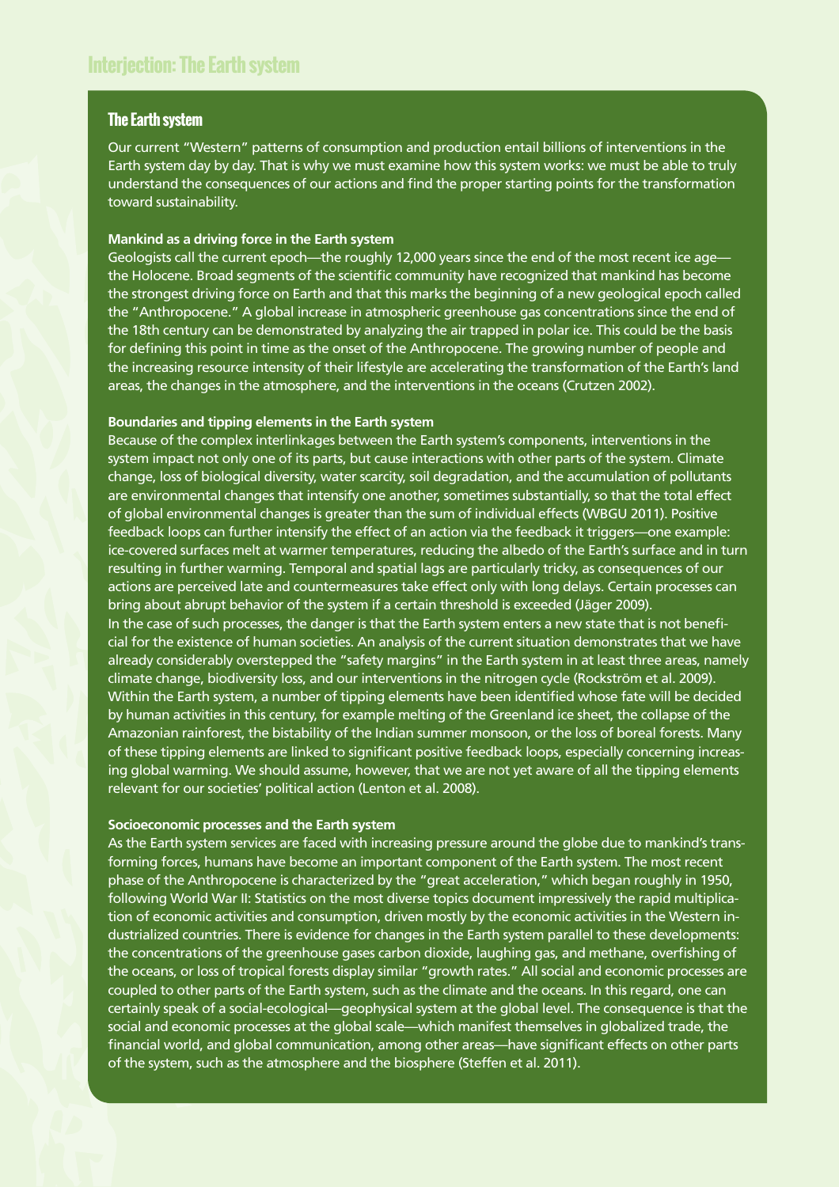# Interjection: The Earth system

## The Earth system

Our current "Western" patterns of consumption and production entail billions of interventions in the Earth system day by day. That is why we must examine how this system works: we must be able to truly understand the consequences of our actions and find the proper starting points for the transformation toward sustainability.

**Mankind as a driving force in the Earth system**

Geologists call the current epoch—the roughly 12,000 years since the end of the most recent ice age—the Holocene. Broad segments of the scientific community have recognized that mankind has become the strongest driving force on Earth and that this marks the beginning of a new geological epoch called the "Anthropocene." A global increase in atmospheric greenhouse gas concentrations since the end of the 18th century can be demonstrated by analyzing the air trapped in polar ice. This could be the basis for defining this point in time as the onset of the Anthropocene. The growing number of people and the increasing resource intensity of their lifestyle are accelerating the transformation of the Earth's land areas, the changes in the atmosphere, and the interventions in the oceans (Crutzen 2002).

**Boundaries and tipping elements in the Earth system**

Because of the complex interlinkages between the Earth system's components, interventions in the system impact not only one of its parts, but cause interactions with other parts of the system. Climate change, loss of biological diversity, water scarcity, soil degradation, and the accumulation of pollutants are environmental changes that intensify one another, sometimes substantially, so that the total effect of global environmental changes is greater than the sum of individual effects (WBGU 2011). Positive feedback loops can further intensify the effect of an action via the feedback it triggers—one example: ice-covered surfaces melt at warmer temperatures, reducing the albedo of the Earth's surface and in turn resulting in further warming. Temporal and spatial lags are particularly tricky, as consequences of our actions are perceived late and countermeasures take effect only with long delays. Certain processes can bring about abrupt behavior of the system if a certain threshold is exceeded (Jäger 2009).
In the case of such processes, the danger is that the Earth system enters a new state that is not beneficial for the existence of human societies. An analysis of the current situation demonstrates that we have already considerably overstepped the "safety margins" in the Earth system in at least three areas, namely climate change, biodiversity loss, and our interventions in the nitrogen cycle (Rockström et al. 2009). Within the Earth system, a number of tipping elements have been identified whose fate will be decided by human activities in this century, for example melting of the Greenland ice sheet, the collapse of the Amazonian rainforest, the bistability of the Indian summer monsoon, or the loss of boreal forests. Many of these tipping elements are linked to significant positive feedback loops, especially concerning increasing global warming. We should assume, however, that we are not yet aware of all the tipping elements relevant for our societies' political action (Lenton et al. 2008).

**Socioeconomic processes and the Earth system**

As the Earth system services are faced with increasing pressure around the globe due to mankind's transforming forces, humans have become an important component of the Earth system. The most recent phase of the Anthropocene is characterized by the "great acceleration," which began roughly in 1950, following World War II: Statistics on the most diverse topics document impressively the rapid multiplication of economic activities and consumption, driven mostly by the economic activities in the Western industrialized countries. There is evidence for changes in the Earth system parallel to these developments: the concentrations of the greenhouse gases carbon dioxide, laughing gas, and methane, overfishing of the oceans, or loss of tropical forests display similar "growth rates." All social and economic processes are coupled to other parts of the Earth system, such as the climate and the oceans. In this regard, one can certainly speak of a social-ecological—geophysical system at the global level. The consequence is that the social and economic processes at the global scale—which manifest themselves in globalized trade, the financial world, and global communication, among other areas—have significant effects on other parts of the system, such as the atmosphere and the biosphere (Steffen et al. 2011).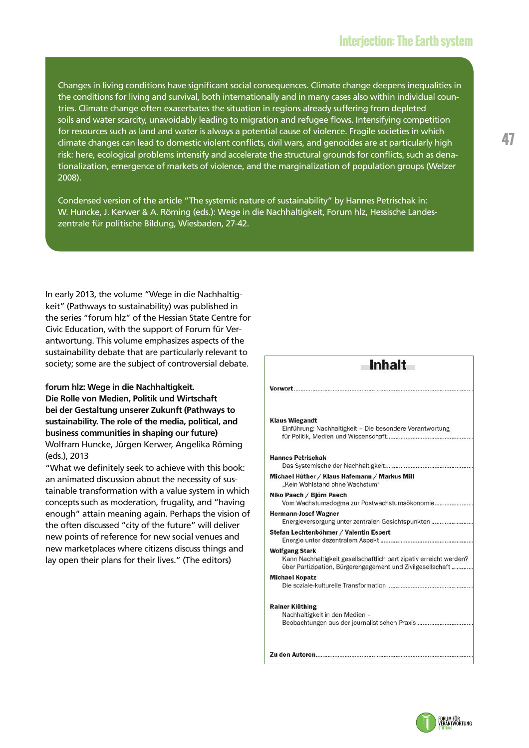Changes in living conditions have significant social consequences. Climate change deepens inequalities in the conditions for living and survival, both internationally and in many cases also within individual countries. Climate change often exacerbates the situation in regions already suffering from depleted soils and water scarcity, unavoidably leading to migration and refugee flows. Intensifying competition for resources such as land and water is always a potential cause of violence. Fragile societies in which climate changes can lead to domestic violent conflicts, civil wars, and genocides are at particularly high risk: here, ecological problems intensify and accelerate the structural grounds for conflicts, such as denationalization, emergence of markets of violence, and the marginalization of population groups (Welzer 2008).

Condensed version of the article "The systemic nature of sustainability" by Hannes Petrischak in: W. Huncke, J. Kerwer & A. Röming (eds.): Wege in die Nachhaltigkeit, Forum hlz, Hessische Landeszentrale für politische Bildung, Wiesbaden, 27-42.

In early 2013, the volume "Wege in die Nachhaltigkeit" (Pathways to sustainability) was published in the series "forum hlz" of the Hessian State Centre for Civic Education, with the support of Forum für Verantwortung. This volume emphasizes aspects of the sustainability debate that are particularly relevant to society; some are the subject of controversial debate.

**forum hlz: Wege in die Nachhaltigkeit. Die Rolle von Medien, Politik und Wirtschaft bei der Gestaltung unserer Zukunft (Pathways to sustainability. The role of the media, political, and business communities in shaping our future)**
Wolfram Huncke, Jürgen Kerwer, Angelika Röming (eds.), 2013
"What we definitely seek to achieve with this book: an animated discussion about the necessity of sustainable transformation with a value system in which concepts such as moderation, frugality, and "having enough" attain meaning again. Perhaps the vision of the often discussed "city of the future" will deliver new points of reference for new social venues and new marketplaces where citizens discuss things and lay open their plans for their lives." (The editors)

**Inhalt**

**Vorwort**

**Klaus Wiegandt**
Einführung: Nachhaltigkeit – Die besondere Verantwortung für Politik, Medien und Wissenschaft

**Hannes Petrischak**
Das Systemische der Nachhaltigkeit

**Michael Hüther / Klaus Hafemann / Markus Mill**
„Kein Wohlstand ohne Wachstum"

**Niko Paech / Björn Paech**
Vom Wachstumsdogma zur Postwachstumsökonomie

**Hermann-Josef Wagner**
Energieversorgung unter zentralen Gesichtspunkten

**Stefan Lechtenböhmer / Valentin Espert**
Energie unter dezentralem Aspekt

**Wolfgang Stark**
Kann Nachhaltigkeit gesellschaftlich partizipativ erreicht werden? über Partizipation, Bürgerengagement und Zivilgesellschaft

**Michael Kopatz**
Die soziale-kulturelle Transformation

**Rainer Klüthing**
Nachhaltigkeit in den Medien – Beobachtungen aus der journalistischen Praxis

**Zu den Autoren**